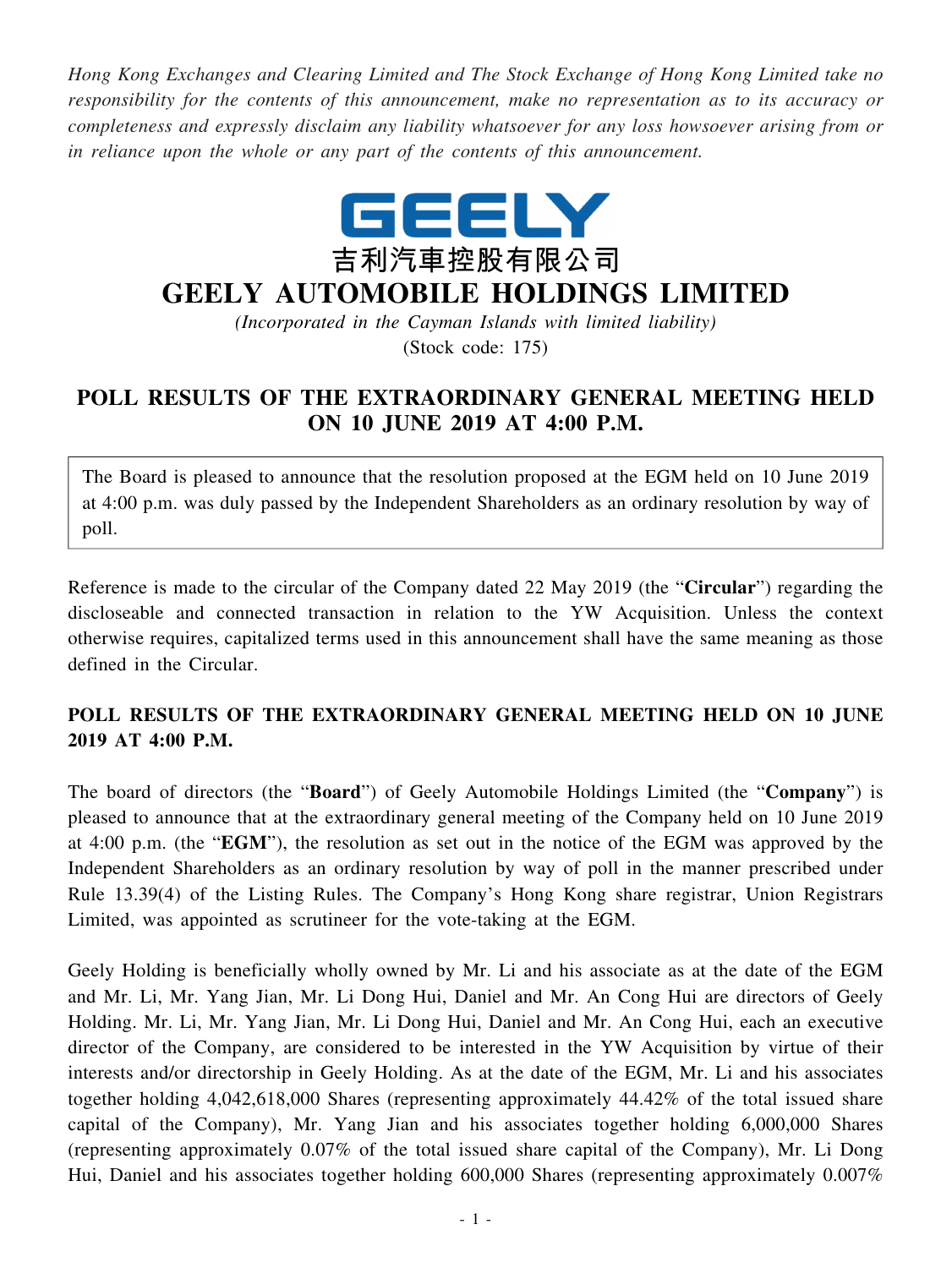*Hong Kong Exchanges and Clearing Limited and The Stock Exchange of Hong Kong Limited take no responsibility for the contents of this announcement, make no representation as to its accuracy or completeness and expressly disclaim any liability whatsoever for any loss howsoever arising from or in reliance upon the whole or any part of the contents of this announcement.*

GEELY

吉利汽車控股有限公司

# GEELY AUTOMOBILE HOLDINGS LIMITED

*(Incorporated in the Cayman Islands with limited liability)*

(Stock code: 175)

## POLL RESULTS OF THE EXTRAORDINARY GENERAL MEETING HELD ON 10 JUNE 2019 AT 4:00 P.M.

The Board is pleased to announce that the resolution proposed at the EGM held on 10 June 2019 at 4:00 p.m. was duly passed by the Independent Shareholders as an ordinary resolution by way of poll.

Reference is made to the circular of the Company dated 22 May 2019 (the "**Circular**") regarding the discloseable and connected transaction in relation to the YW Acquisition. Unless the context otherwise requires, capitalized terms used in this announcement shall have the same meaning as those defined in the Circular.

### POLL RESULTS OF THE EXTRAORDINARY GENERAL MEETING HELD ON 10 JUNE 2019 AT 4:00 P.M.

The board of directors (the "**Board**") of Geely Automobile Holdings Limited (the "**Company**") is pleased to announce that at the extraordinary general meeting of the Company held on 10 June 2019 at 4:00 p.m. (the "**EGM**"), the resolution as set out in the notice of the EGM was approved by the Independent Shareholders as an ordinary resolution by way of poll in the manner prescribed under Rule 13.39(4) of the Listing Rules. The Company's Hong Kong share registrar, Union Registrars Limited, was appointed as scrutineer for the vote-taking at the EGM.

Geely Holding is beneficially wholly owned by Mr. Li and his associate as at the date of the EGM and Mr. Li, Mr. Yang Jian, Mr. Li Dong Hui, Daniel and Mr. An Cong Hui are directors of Geely Holding. Mr. Li, Mr. Yang Jian, Mr. Li Dong Hui, Daniel and Mr. An Cong Hui, each an executive director of the Company, are considered to be interested in the YW Acquisition by virtue of their interests and/or directorship in Geely Holding. As at the date of the EGM, Mr. Li and his associates together holding 4,042,618,000 Shares (representing approximately 44.42% of the total issued share capital of the Company), Mr. Yang Jian and his associates together holding 6,000,000 Shares (representing approximately 0.07% of the total issued share capital of the Company), Mr. Li Dong Hui, Daniel and his associates together holding 600,000 Shares (representing approximately 0.007%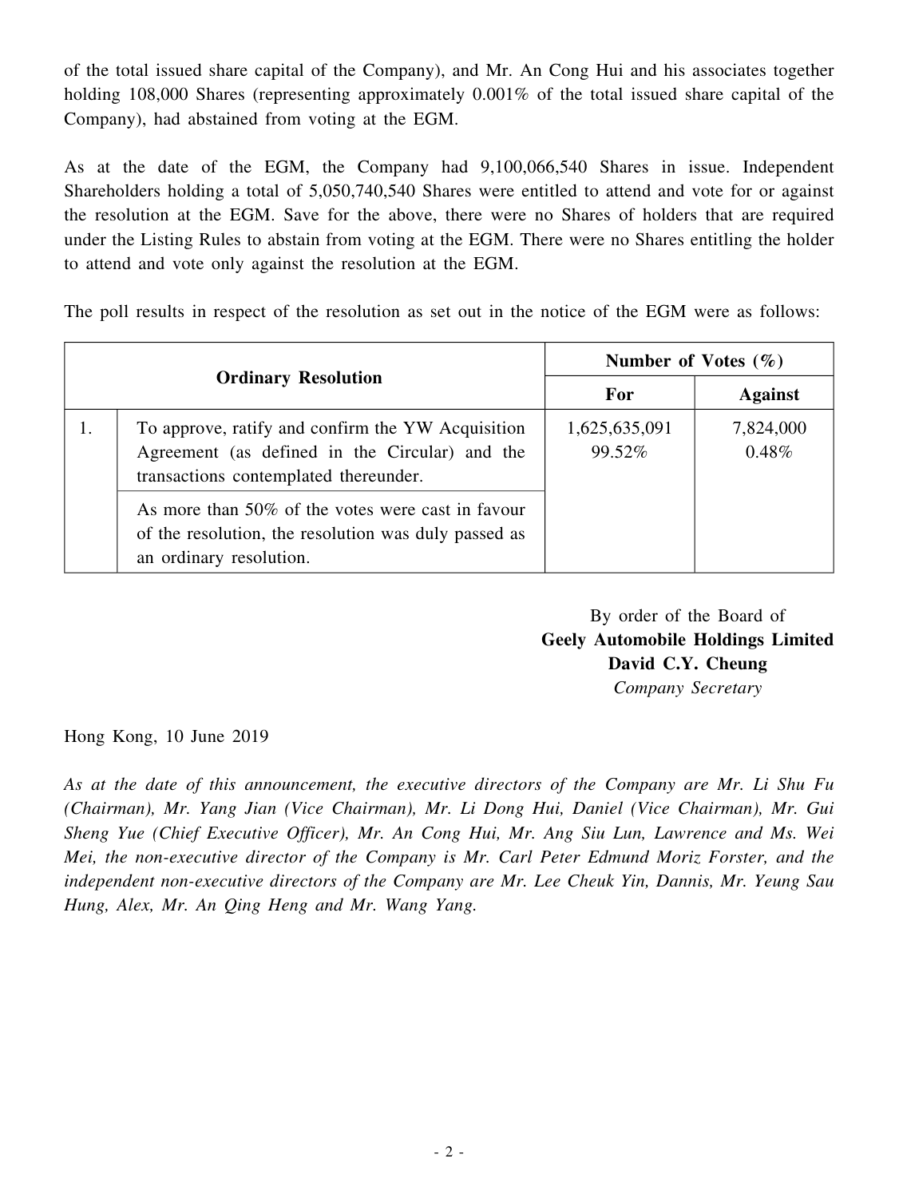of the total issued share capital of the Company), and Mr. An Cong Hui and his associates together holding 108,000 Shares (representing approximately 0.001% of the total issued share capital of the Company), had abstained from voting at the EGM.

As at the date of the EGM, the Company had 9,100,066,540 Shares in issue. Independent Shareholders holding a total of 5,050,740,540 Shares were entitled to attend and vote for or against the resolution at the EGM. Save for the above, there were no Shares of holders that are required under the Listing Rules to abstain from voting at the EGM. There were no Shares entitling the holder to attend and vote only against the resolution at the EGM.

The poll results in respect of the resolution as set out in the notice of the EGM were as follows:

| **Ordinary Resolution** | | **Number of Votes (%)** | |
|---|---|---|---|
| | | **For** | **Against** |
| 1. | To approve, ratify and confirm the YW Acquisition Agreement (as defined in the Circular) and the transactions contemplated thereunder. | 1,625,635,091<br>99.52% | 7,824,000<br>0.48% |
| | As more than 50% of the votes were cast in favour of the resolution, the resolution was duly passed as an ordinary resolution. | | |

By order of the Board of
**Geely Automobile Holdings Limited**
**David C.Y. Cheung**
*Company Secretary*

Hong Kong, 10 June 2019

*As at the date of this announcement, the executive directors of the Company are Mr. Li Shu Fu (Chairman), Mr. Yang Jian (Vice Chairman), Mr. Li Dong Hui, Daniel (Vice Chairman), Mr. Gui Sheng Yue (Chief Executive Officer), Mr. An Cong Hui, Mr. Ang Siu Lun, Lawrence and Ms. Wei Mei, the non-executive director of the Company is Mr. Carl Peter Edmund Moriz Forster, and the independent non-executive directors of the Company are Mr. Lee Cheuk Yin, Dannis, Mr. Yeung Sau Hung, Alex, Mr. An Qing Heng and Mr. Wang Yang.*